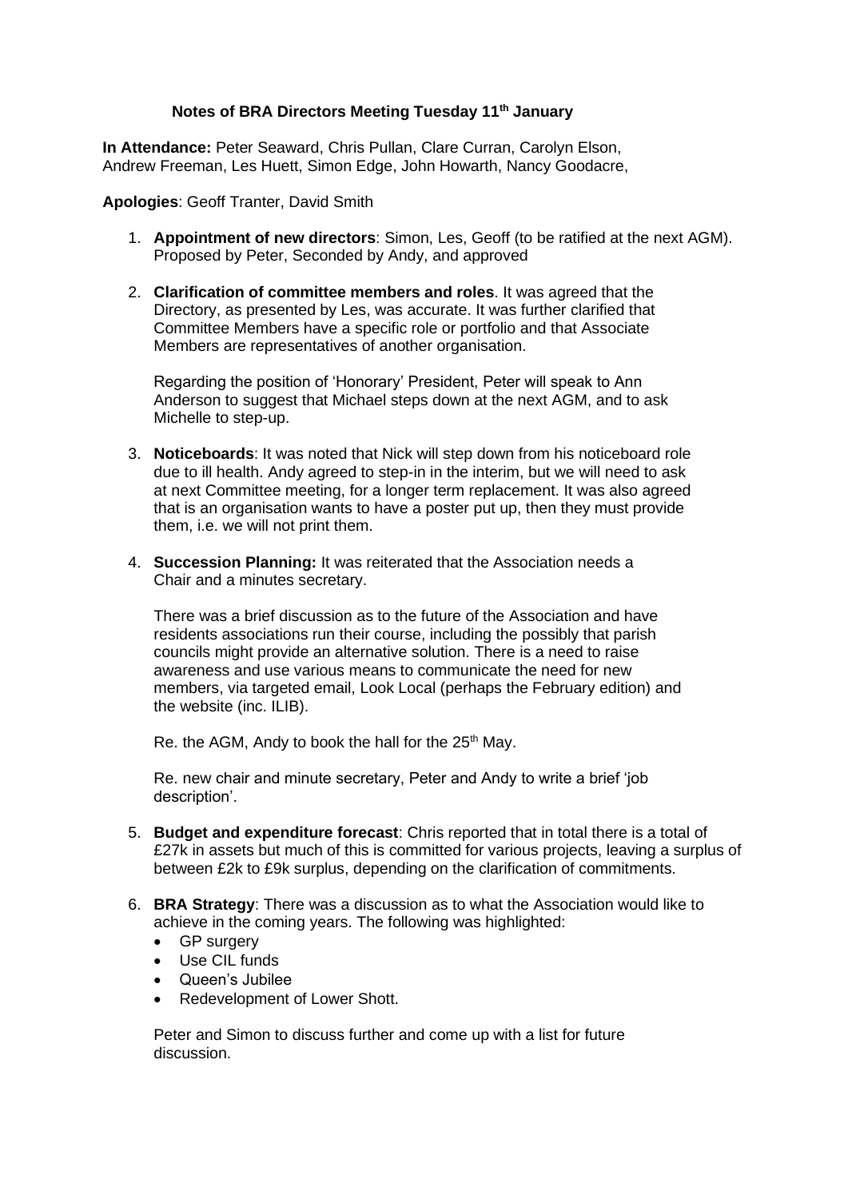**Notes of BRA Directors Meeting Tuesday 11th January**

**In Attendance:** Peter Seaward, Chris Pullan, Clare Curran, Carolyn Elson, Andrew Freeman, Les Huett, Simon Edge, John Howarth, Nancy Goodacre,

**Apologies**: Geoff Tranter, David Smith

1. **Appointment of new directors**: Simon, Les, Geoff (to be ratified at the next AGM). Proposed by Peter, Seconded by Andy, and approved

2. **Clarification of committee members and roles**. It was agreed that the Directory, as presented by Les, was accurate. It was further clarified that Committee Members have a specific role or portfolio and that Associate Members are representatives of another organisation.

   Regarding the position of 'Honorary' President, Peter will speak to Ann Anderson to suggest that Michael steps down at the next AGM, and to ask Michelle to step-up.

3. **Noticeboards**: It was noted that Nick will step down from his noticeboard role due to ill health. Andy agreed to step-in in the interim, but we will need to ask at next Committee meeting, for a longer term replacement. It was also agreed that is an organisation wants to have a poster put up, then they must provide them, i.e. we will not print them.

4. **Succession Planning:** It was reiterated that the Association needs a Chair and a minutes secretary.

   There was a brief discussion as to the future of the Association and have residents associations run their course, including the possibly that parish councils might provide an alternative solution. There is a need to raise awareness and use various means to communicate the need for new members, via targeted email, Look Local (perhaps the February edition) and the website (inc. ILIB).

   Re. the AGM, Andy to book the hall for the 25th May.

   Re. new chair and minute secretary, Peter and Andy to write a brief 'job description'.

5. **Budget and expenditure forecast**: Chris reported that in total there is a total of £27k in assets but much of this is committed for various projects, leaving a surplus of between £2k to £9k surplus, depending on the clarification of commitments.

6. **BRA Strategy**: There was a discussion as to what the Association would like to achieve in the coming years. The following was highlighted:
   - GP surgery
   - Use CIL funds
   - Queen's Jubilee
   - Redevelopment of Lower Shott.

   Peter and Simon to discuss further and come up with a list for future discussion.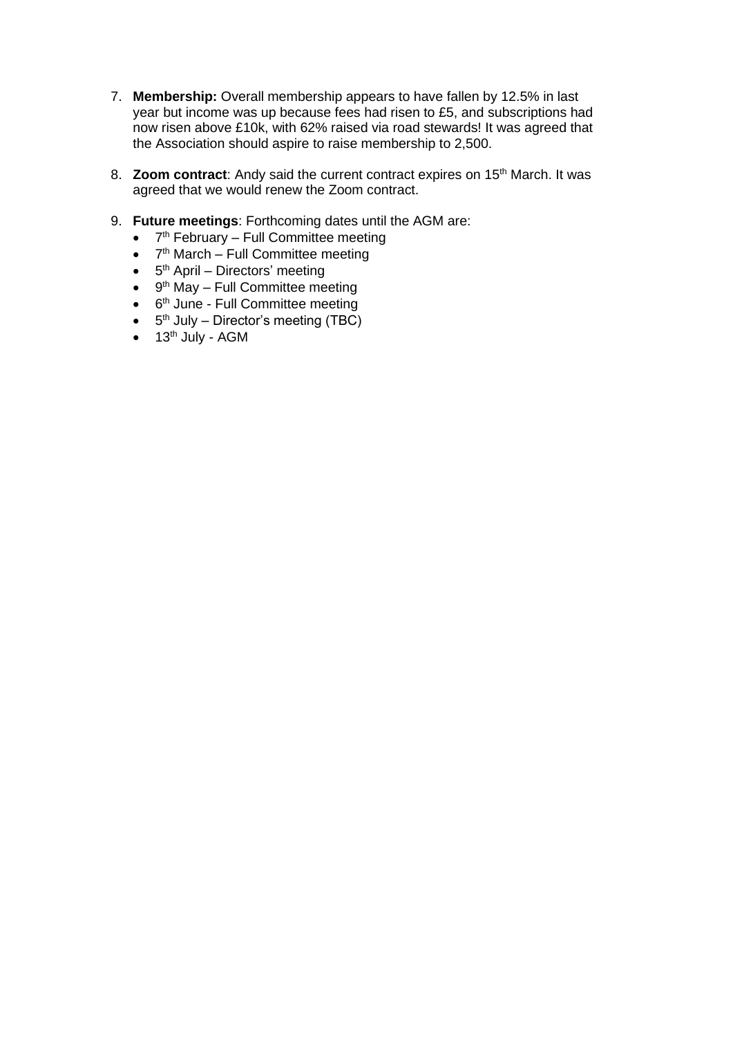7. **Membership:** Overall membership appears to have fallen by 12.5% in last year but income was up because fees had risen to £5, and subscriptions had now risen above £10k, with 62% raised via road stewards! It was agreed that the Association should aspire to raise membership to 2,500.

8. **Zoom contract**: Andy said the current contract expires on 15th March. It was agreed that we would renew the Zoom contract.

9. **Future meetings**: Forthcoming dates until the AGM are:
   - 7th February – Full Committee meeting
   - 7th March – Full Committee meeting
   - 5th April – Directors' meeting
   - 9th May – Full Committee meeting
   - 6th June - Full Committee meeting
   - 5th July – Director's meeting (TBC)
   - 13th July - AGM